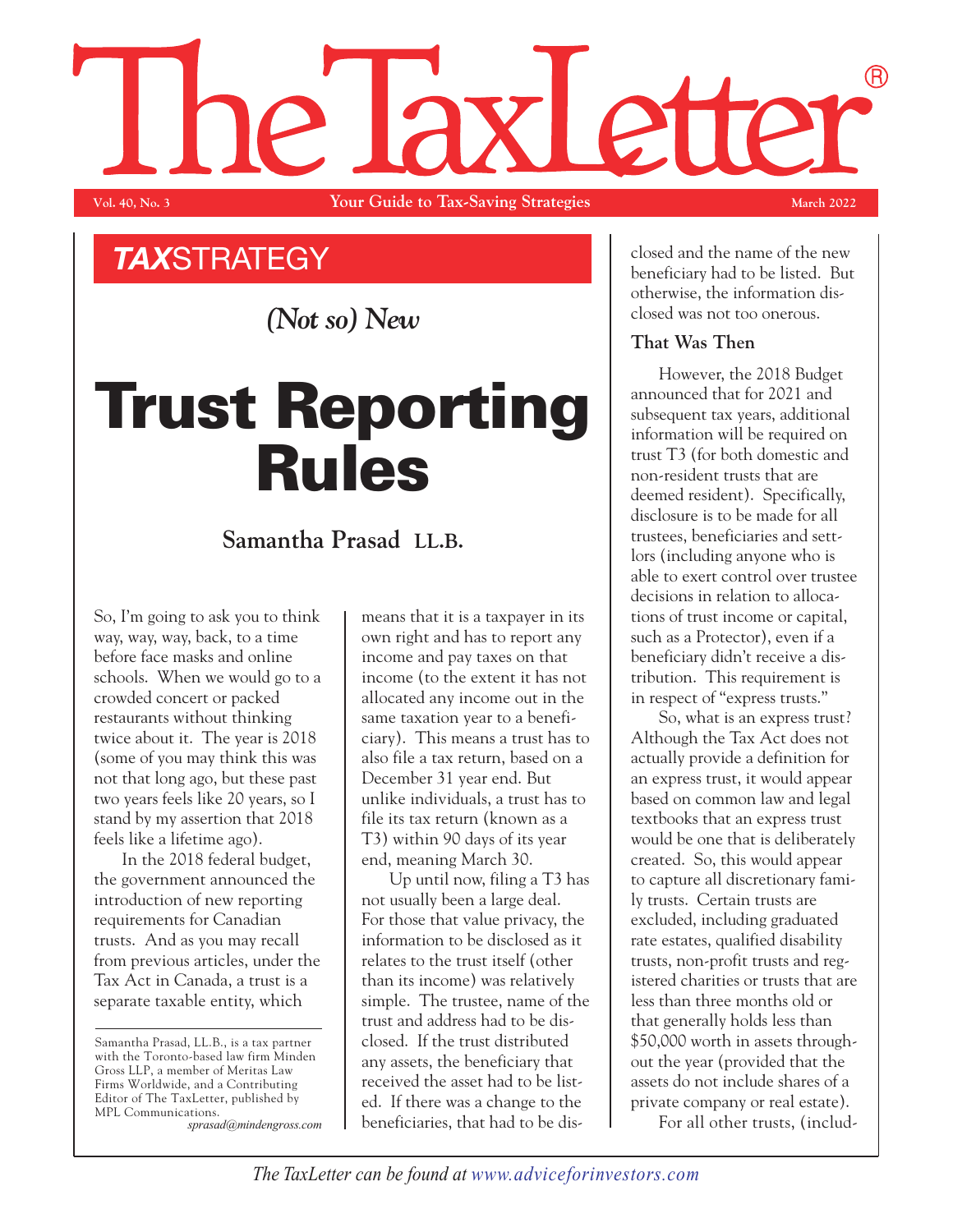# The TaxLetter®

**Vol. 40, No. 3** | **Your Guide to Tax-Saving Strategies** | **March 2022**

## *TAX*STRATEGY

### *(Not so) New*

# Trust Reporting Rules

### Samantha Prasad LL.B.

So, I'm going to ask you to think way, way, way, back, to a time before face masks and online schools. When we would go to a crowded concert or packed restaurants without thinking twice about it. The year is 2018 (some of you may think this was not that long ago, but these past two years feels like 20 years, so I stand by my assertion that 2018 feels like a lifetime ago).

In the 2018 federal budget, the government announced the introduction of new reporting requirements for Canadian trusts. And as you may recall from previous articles, under the Tax Act in Canada, a trust is a separate taxable entity, which means that it is a taxpayer in its own right and has to report any income and pay taxes on that income (to the extent it has not allocated any income out in the same taxation year to a beneficiary). This means a trust has to also file a tax return, based on a December 31 year end. But unlike individuals, a trust has to file its tax return (known as a T3) within 90 days of its year end, meaning March 30.

Up until now, filing a T3 has not usually been a large deal. For those that value privacy, the information to be disclosed as it relates to the trust itself (other than its income) was relatively simple. The trustee, name of the trust and address had to be disclosed. If the trust distributed any assets, the beneficiary that received the asset had to be listed. If there was a change to the beneficiaries, that had to be disclosed and the name of the new beneficiary had to be listed. But otherwise, the information disclosed was not too onerous.

### That Was Then

However, the 2018 Budget announced that for 2021 and subsequent tax years, additional information will be required on trust T3 (for both domestic and non-resident trusts that are deemed resident). Specifically, disclosure is to be made for all trustees, beneficiaries and settlors (including anyone who is able to exert control over trustee decisions in relation to allocations of trust income or capital, such as a Protector), even if a beneficiary didn't receive a distribution. This requirement is in respect of "express trusts."

So, what is an express trust? Although the Tax Act does not actually provide a definition for an express trust, it would appear based on common law and legal textbooks that an express trust would be one that is deliberately created. So, this would appear to capture all discretionary family trusts. Certain trusts are excluded, including graduated rate estates, qualified disability trusts, non-profit trusts and registered charities or trusts that are less than three months old or that generally holds less than $50,000 worth in assets throughout the year (provided that the assets do not include shares of a private company or real estate).

For all other trusts, (includ-

---

Samantha Prasad, LL.B., is a tax partner with the Toronto-based law firm Minden Gross LLP, a member of Meritas Law Firms Worldwide, and a Contributing Editor of The TaxLetter, published by MPL Communications.
*sprasad@mindengross.com*

*The TaxLetter can be found at www.adviceforinvestors.com*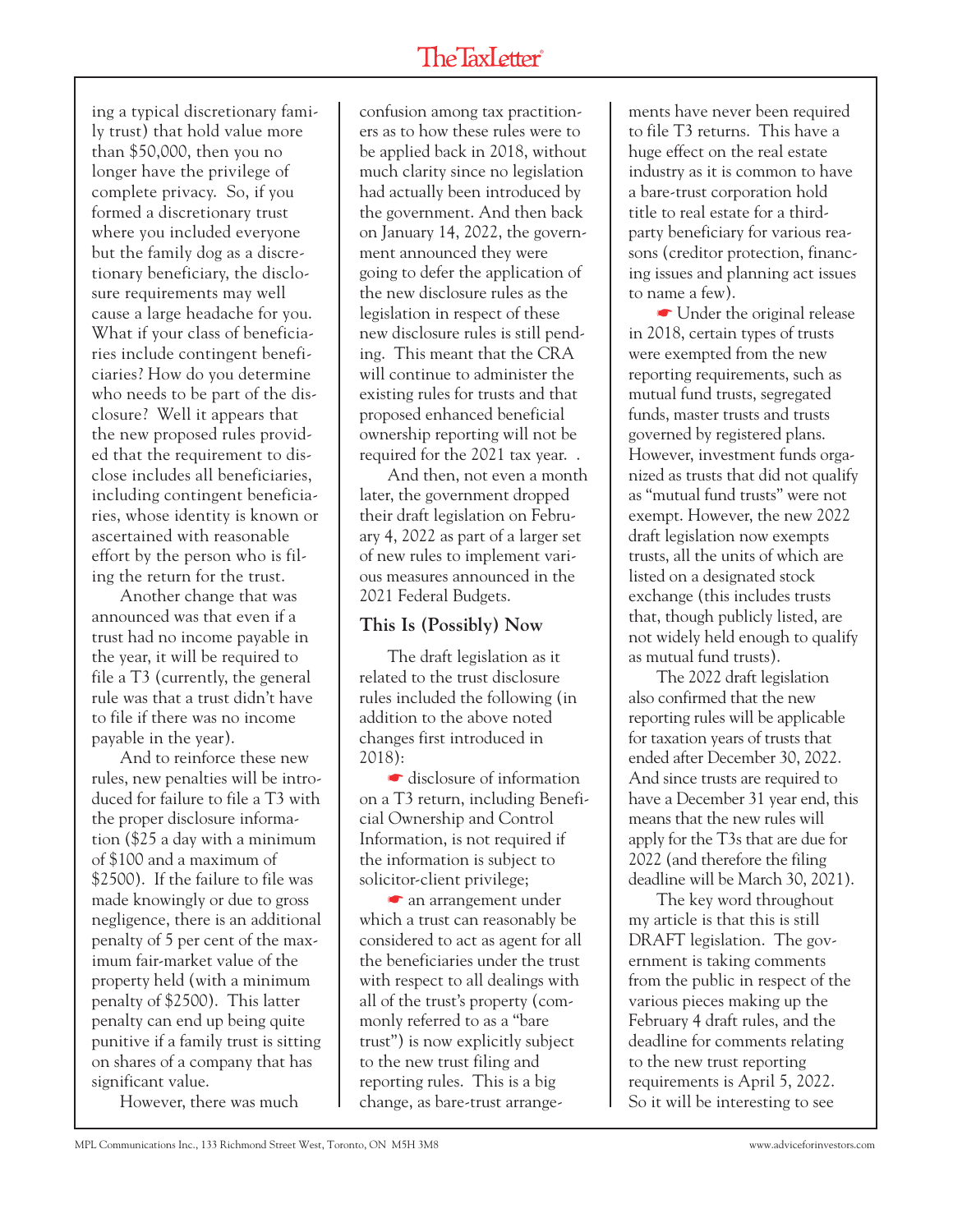ing a typical discretionary family trust) that hold value more than $50,000, then you no longer have the privilege of complete privacy. So, if you formed a discretionary trust where you included everyone but the family dog as a discretionary beneficiary, the disclosure requirements may well cause a large headache for you. What if your class of beneficiaries include contingent beneficiaries? How do you determine who needs to be part of the disclosure? Well it appears that the new proposed rules provided that the requirement to disclose includes all beneficiaries, including contingent beneficiaries, whose identity is known or ascertained with reasonable effort by the person who is filing the return for the trust.

Another change that was announced was that even if a trust had no income payable in the year, it will be required to file a T3 (currently, the general rule was that a trust didn't have to file if there was no income payable in the year).

And to reinforce these new rules, new penalties will be introduced for failure to file a T3 with the proper disclosure information ($25 a day with a minimum of $100 and a maximum of $2500). If the failure to file was made knowingly or due to gross negligence, there is an additional penalty of 5 per cent of the maximum fair-market value of the property held (with a minimum penalty of $2500). This latter penalty can end up being quite punitive if a family trust is sitting on shares of a company that has significant value.

However, there was much confusion among tax practitioners as to how these rules were to be applied back in 2018, without much clarity since no legislation had actually been introduced by the government. And then back on January 14, 2022, the government announced they were going to defer the application of the new disclosure rules as the legislation in respect of these new disclosure rules is still pending. This meant that the CRA will continue to administer the existing rules for trusts and that proposed enhanced beneficial ownership reporting will not be required for the 2021 tax year. .

And then, not even a month later, the government dropped their draft legislation on February 4, 2022 as part of a larger set of new rules to implement various measures announced in the 2021 Federal Budgets.

### This Is (Possibly) Now

The draft legislation as it related to the trust disclosure rules included the following (in addition to the above noted changes first introduced in 2018):

☛ disclosure of information on a T3 return, including Beneficial Ownership and Control Information, is not required if the information is subject to solicitor-client privilege;

☛ an arrangement under which a trust can reasonably be considered to act as agent for all the beneficiaries under the trust with respect to all dealings with all of the trust's property (commonly referred to as a "bare trust") is now explicitly subject to the new trust filing and reporting rules. This is a big change, as bare-trust arrangements have never been required to file T3 returns. This have a huge effect on the real estate industry as it is common to have a bare-trust corporation hold title to real estate for a third-party beneficiary for various reasons (creditor protection, financing issues and planning act issues to name a few).

☛ Under the original release in 2018, certain types of trusts were exempted from the new reporting requirements, such as mutual fund trusts, segregated funds, master trusts and trusts governed by registered plans. However, investment funds organized as trusts that did not qualify as "mutual fund trusts" were not exempt. However, the new 2022 draft legislation now exempts trusts, all the units of which are listed on a designated stock exchange (this includes trusts that, though publicly listed, are not widely held enough to qualify as mutual fund trusts).

The 2022 draft legislation also confirmed that the new reporting rules will be applicable for taxation years of trusts that ended after December 30, 2022. And since trusts are required to have a December 31 year end, this means that the new rules will apply for the T3s that are due for 2022 (and therefore the filing deadline will be March 30, 2021).

The key word throughout my article is that this is still DRAFT legislation. The government is taking comments from the public in respect of the various pieces making up the February 4 draft rules, and the deadline for comments relating to the new trust reporting requirements is April 5, 2022. So it will be interesting to see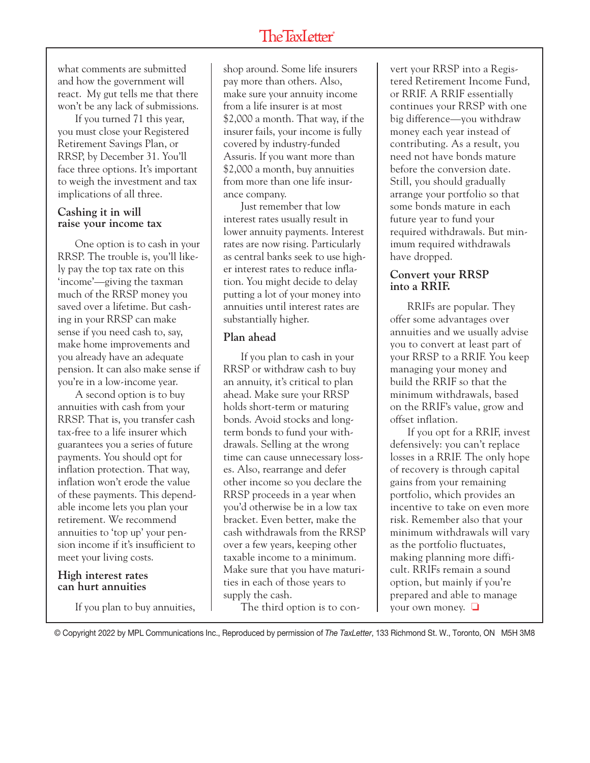what comments are submitted and how the government will react. My gut tells me that there won't be any lack of submissions.

If you turned 71 this year, you must close your Registered Retirement Savings Plan, or RRSP, by December 31. You'll face three options. It's important to weigh the investment and tax implications of all three.

### Cashing it in will raise your income tax

One option is to cash in your RRSP. The trouble is, you'll likely pay the top tax rate on this 'income'—giving the taxman much of the RRSP money you saved over a lifetime. But cashing in your RRSP can make sense if you need cash to, say, make home improvements and you already have an adequate pension. It can also make sense if you're in a low-income year.

A second option is to buy annuities with cash from your RRSP. That is, you transfer cash tax-free to a life insurer which guarantees you a series of future payments. You should opt for inflation protection. That way, inflation won't erode the value of these payments. This dependable income lets you plan your retirement. We recommend annuities to 'top up' your pension income if it's insufficient to meet your living costs.

### High interest rates can hurt annuities

If you plan to buy annuities, shop around. Some life insurers pay more than others. Also, make sure your annuity income from a life insurer is at most $2,000 a month. That way, if the insurer fails, your income is fully covered by industry-funded Assuris. If you want more than $2,000 a month, buy annuities from more than one life insurance company.

Just remember that low interest rates usually result in lower annuity payments. Interest rates are now rising. Particularly as central banks seek to use higher interest rates to reduce inflation. You might decide to delay putting a lot of your money into annuities until interest rates are substantially higher.

### Plan ahead

If you plan to cash in your RRSP or withdraw cash to buy an annuity, it's critical to plan ahead. Make sure your RRSP holds short-term or maturing bonds. Avoid stocks and long-term bonds to fund your withdrawals. Selling at the wrong time can cause unnecessary losses. Also, rearrange and defer other income so you declare the RRSP proceeds in a year when you'd otherwise be in a low tax bracket. Even better, make the cash withdrawals from the RRSP over a few years, keeping other taxable income to a minimum. Make sure that you have maturities in each of those years to supply the cash.

The third option is to convert your RRSP into a Registered Retirement Income Fund, or RRIF. A RRIF essentially continues your RRSP with one big difference—you withdraw money each year instead of contributing. As a result, you need not have bonds mature before the conversion date. Still, you should gradually arrange your portfolio so that some bonds mature in each future year to fund your required withdrawals. But minimum required withdrawals have dropped.

### Convert your RRSP into a RRIF.

RRIFs are popular. They offer some advantages over annuities and we usually advise you to convert at least part of your RRSP to a RRIF. You keep managing your money and build the RRIF so that the minimum withdrawals, based on the RRIF's value, grow and offset inflation.

If you opt for a RRIF, invest defensively: you can't replace losses in a RRIF. The only hope of recovery is through capital gains from your remaining portfolio, which provides an incentive to take on even more risk. Remember also that your minimum withdrawals will vary as the portfolio fluctuates, making planning more difficult. RRIFs remain a sound option, but mainly if you're prepared and able to manage your own money. ❑

© Copyright 2022 by MPL Communications Inc., Reproduced by permission of *The TaxLetter*, 133 Richmond St. W., Toronto, ON M5H 3M8